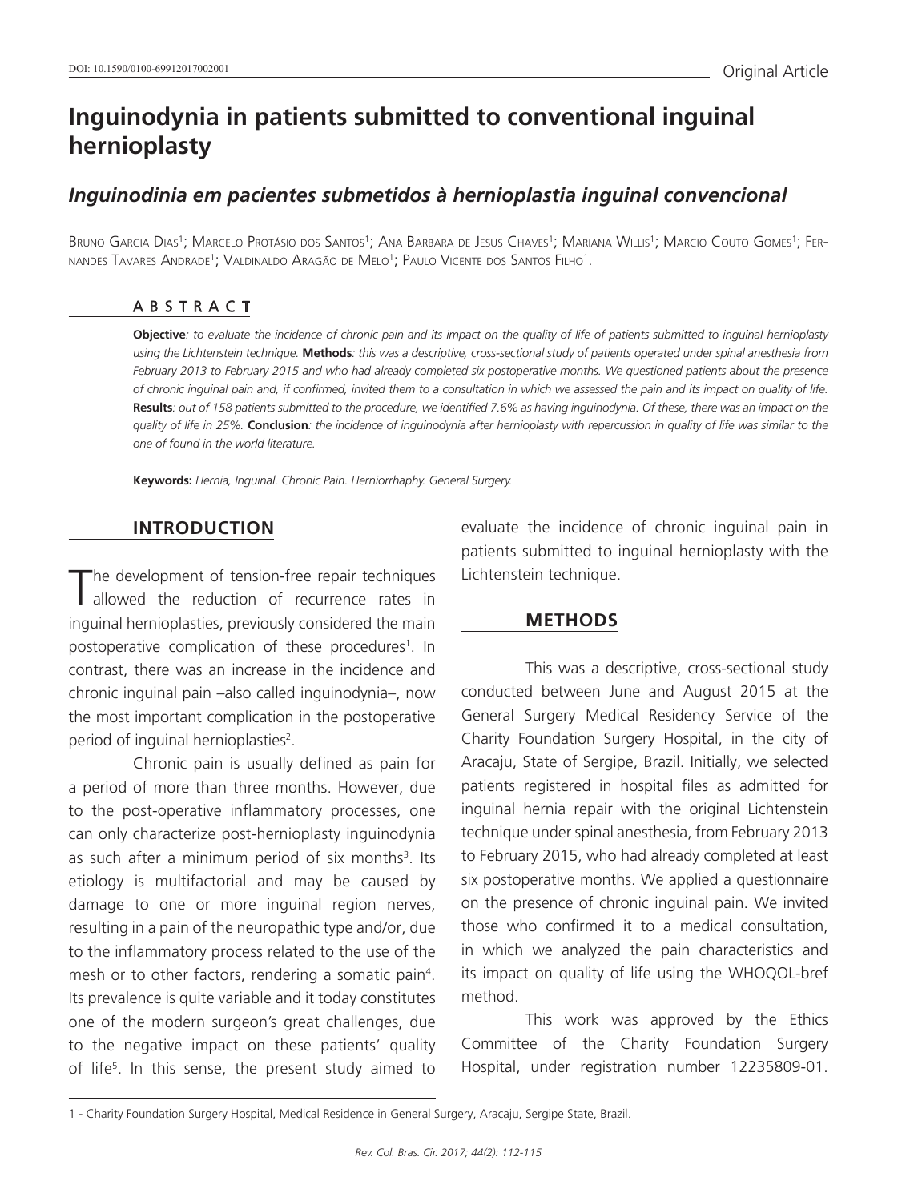DOI: 10.1590/0100-69912017002001

Original Article

# Inguinodynia in patients submitted to conventional inguinal hernioplasty

## *Inguinodinia em pacientes submetidos à hernioplastia inguinal convencional*

Bruno Garcia Dias[1]; Marcelo Protásio dos Santos[1]; Ana Barbara de Jesus Chaves[1]; Mariana Willis[1]; Marcio Couto Gomes[1]; Fernandes Tavares Andrade[1]; Valdinaldo Aragão de Melo[1]; Paulo Vicente dos Santos Filho[1].

### ABSTRACT

**Objective**: *to evaluate the incidence of chronic pain and its impact on the quality of life of patients submitted to inguinal hernioplasty using the Lichtenstein technique.* **Methods**: *this was a descriptive, cross-sectional study of patients operated under spinal anesthesia from February 2013 to February 2015 and who had already completed six postoperative months. We questioned patients about the presence of chronic inguinal pain and, if confirmed, invited them to a consultation in which we assessed the pain and its impact on quality of life.* **Results**: *out of 158 patients submitted to the procedure, we identified 7.6% as having inguinodynia. Of these, there was an impact on the quality of life in 25%.* **Conclusion**: *the incidence of inguinodynia after hernioplasty with repercussion in quality of life was similar to the one of found in the world literature.*

**Keywords:** *Hernia, Inguinal. Chronic Pain. Herniorrhaphy. General Surgery.*

## INTRODUCTION

The development of tension-free repair techniques allowed the reduction of recurrence rates in inguinal hernioplasties, previously considered the main postoperative complication of these procedures[1]. In contrast, there was an increase in the incidence and chronic inguinal pain –also called inguinodynia–, now the most important complication in the postoperative period of inguinal hernioplasties[2].

Chronic pain is usually defined as pain for a period of more than three months. However, due to the post-operative inflammatory processes, one can only characterize post-hernioplasty inguinodynia as such after a minimum period of six months[3]. Its etiology is multifactorial and may be caused by damage to one or more inguinal region nerves, resulting in a pain of the neuropathic type and/or, due to the inflammatory process related to the use of the mesh or to other factors, rendering a somatic pain[4]. Its prevalence is quite variable and it today constitutes one of the modern surgeon's great challenges, due to the negative impact on these patients' quality of life[5]. In this sense, the present study aimed to evaluate the incidence of chronic inguinal pain in patients submitted to inguinal hernioplasty with the Lichtenstein technique.

## METHODS

This was a descriptive, cross-sectional study conducted between June and August 2015 at the General Surgery Medical Residency Service of the Charity Foundation Surgery Hospital, in the city of Aracaju, State of Sergipe, Brazil. Initially, we selected patients registered in hospital files as admitted for inguinal hernia repair with the original Lichtenstein technique under spinal anesthesia, from February 2013 to February 2015, who had already completed at least six postoperative months. We applied a questionnaire on the presence of chronic inguinal pain. We invited those who confirmed it to a medical consultation, in which we analyzed the pain characteristics and its impact on quality of life using the WHOQOL-bref method.

This work was approved by the Ethics Committee of the Charity Foundation Surgery Hospital, under registration number 12235809-01.

1 - Charity Foundation Surgery Hospital, Medical Residence in General Surgery, Aracaju, Sergipe State, Brazil.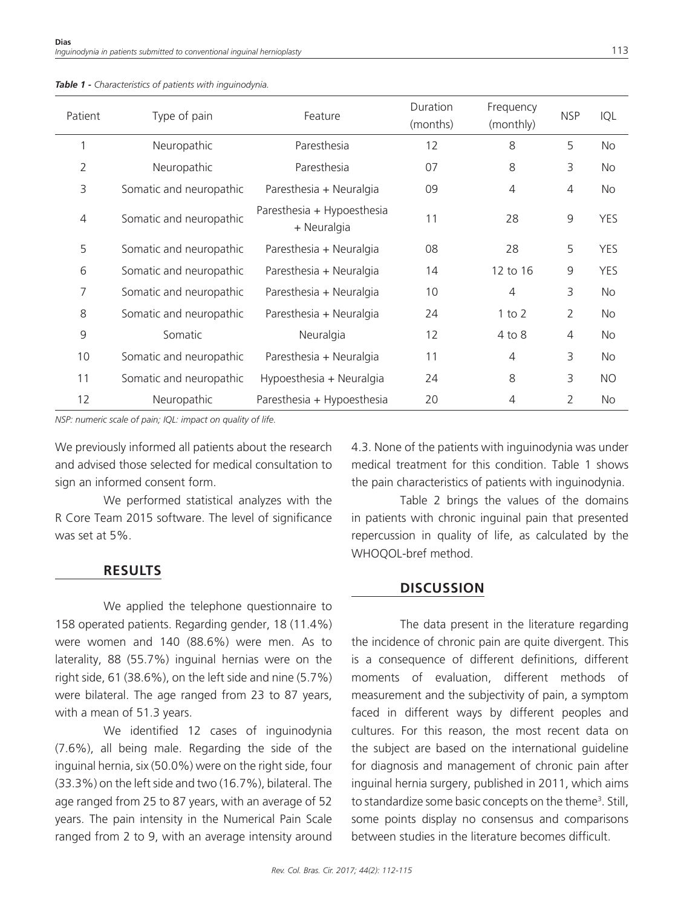*Table 1 - Characteristics of patients with inguinodynia.*

| Patient | Type of pain | Feature | Duration (months) | Frequency (monthly) | NSP | IQL |
|---|---|---|---|---|---|---|
| 1 | Neuropathic | Paresthesia | 12 | 8 | 5 | No |
| 2 | Neuropathic | Paresthesia | 07 | 8 | 3 | No |
| 3 | Somatic and neuropathic | Paresthesia + Neuralgia | 09 | 4 | 4 | No |
| 4 | Somatic and neuropathic | Paresthesia + Hypoesthesia + Neuralgia | 11 | 28 | 9 | YES |
| 5 | Somatic and neuropathic | Paresthesia + Neuralgia | 08 | 28 | 5 | YES |
| 6 | Somatic and neuropathic | Paresthesia + Neuralgia | 14 | 12 to 16 | 9 | YES |
| 7 | Somatic and neuropathic | Paresthesia + Neuralgia | 10 | 4 | 3 | No |
| 8 | Somatic and neuropathic | Paresthesia + Neuralgia | 24 | 1 to 2 | 2 | No |
| 9 | Somatic | Neuralgia | 12 | 4 to 8 | 4 | No |
| 10 | Somatic and neuropathic | Paresthesia + Neuralgia | 11 | 4 | 3 | No |
| 11 | Somatic and neuropathic | Hypoesthesia + Neuralgia | 24 | 8 | 3 | NO |
| 12 | Neuropathic | Paresthesia + Hypoesthesia | 20 | 4 | 2 | No |

*NSP: numeric scale of pain; IQL: impact on quality of life.*

We previously informed all patients about the research and advised those selected for medical consultation to sign an informed consent form.

We performed statistical analyzes with the R Core Team 2015 software. The level of significance was set at 5%.

## RESULTS

We applied the telephone questionnaire to 158 operated patients. Regarding gender, 18 (11.4%) were women and 140 (88.6%) were men. As to laterality, 88 (55.7%) inguinal hernias were on the right side, 61 (38.6%), on the left side and nine (5.7%) were bilateral. The age ranged from 23 to 87 years, with a mean of 51.3 years.

We identified 12 cases of inguinodynia (7.6%), all being male. Regarding the side of the inguinal hernia, six (50.0%) were on the right side, four (33.3%) on the left side and two (16.7%), bilateral. The age ranged from 25 to 87 years, with an average of 52 years. The pain intensity in the Numerical Pain Scale ranged from 2 to 9, with an average intensity around 4.3. None of the patients with inguinodynia was under medical treatment for this condition. Table 1 shows the pain characteristics of patients with inguinodynia.

Table 2 brings the values of the domains in patients with chronic inguinal pain that presented repercussion in quality of life, as calculated by the WHOQOL-bref method.

## DISCUSSION

The data present in the literature regarding the incidence of chronic pain are quite divergent. This is a consequence of different definitions, different moments of evaluation, different methods of measurement and the subjectivity of pain, a symptom faced in different ways by different peoples and cultures. For this reason, the most recent data on the subject are based on the international guideline for diagnosis and management of chronic pain after inguinal hernia surgery, published in 2011, which aims to standardize some basic concepts on the theme[3]. Still, some points display no consensus and comparisons between studies in the literature becomes difficult.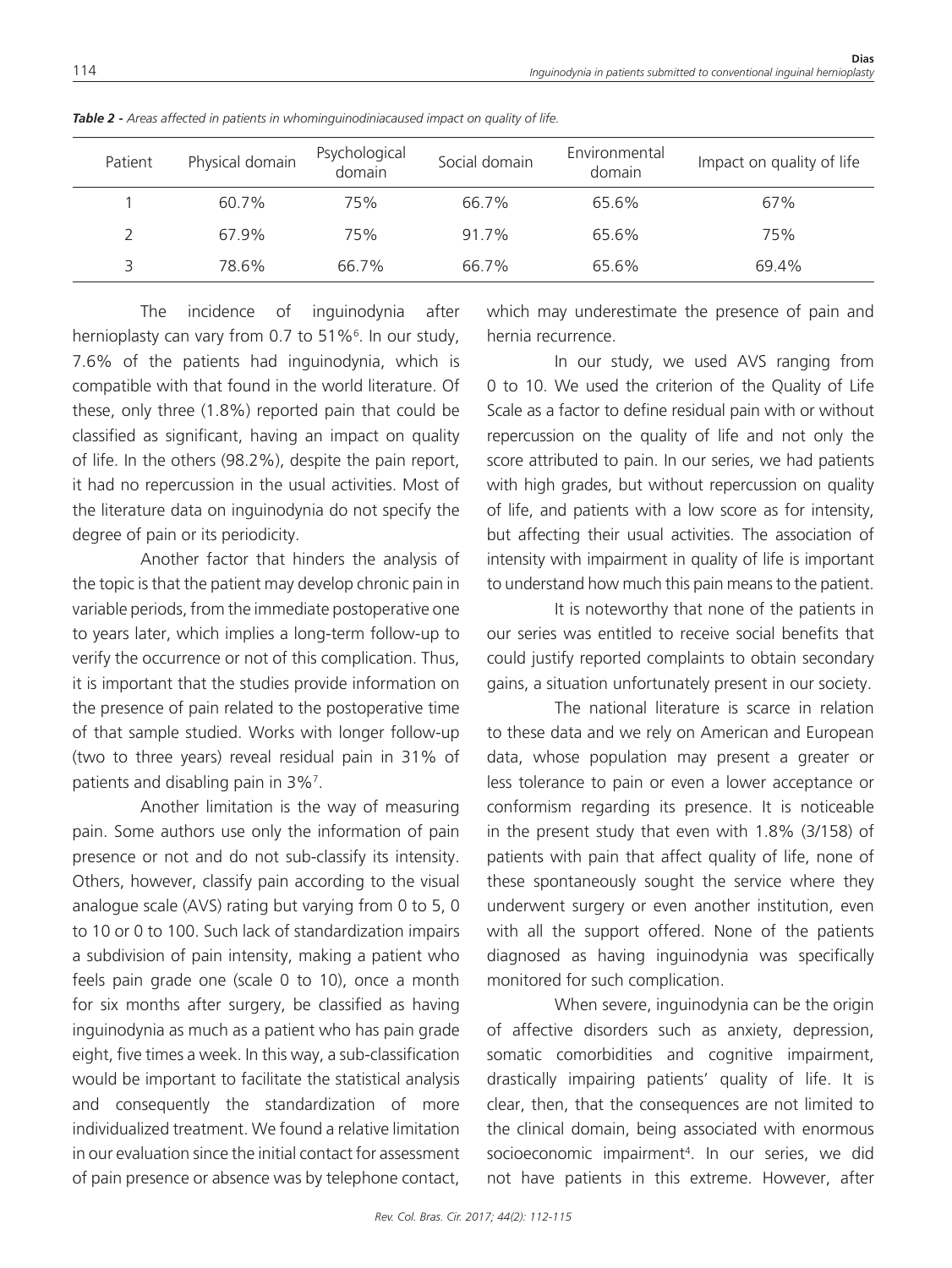***Table 2 -*** *Areas affected in patients in whominguinodiniacaused impact on quality of life.*

| Patient | Physical domain | Psychological domain | Social domain | Environmental domain | Impact on quality of life |
|---|---|---|---|---|---|
| 1 | 60.7% | 75% | 66.7% | 65.6% | 67% |
| 2 | 67.9% | 75% | 91.7% | 65.6% | 75% |
| 3 | 78.6% | 66.7% | 66.7% | 65.6% | 69.4% |

The incidence of inguinodynia after hernioplasty can vary from 0.7 to 51%[6]. In our study, 7.6% of the patients had inguinodynia, which is compatible with that found in the world literature. Of these, only three (1.8%) reported pain that could be classified as significant, having an impact on quality of life. In the others (98.2%), despite the pain report, it had no repercussion in the usual activities. Most of the literature data on inguinodynia do not specify the degree of pain or its periodicity.

Another factor that hinders the analysis of the topic is that the patient may develop chronic pain in variable periods, from the immediate postoperative one to years later, which implies a long-term follow-up to verify the occurrence or not of this complication. Thus, it is important that the studies provide information on the presence of pain related to the postoperative time of that sample studied. Works with longer follow-up (two to three years) reveal residual pain in 31% of patients and disabling pain in 3%[7].

Another limitation is the way of measuring pain. Some authors use only the information of pain presence or not and do not sub-classify its intensity. Others, however, classify pain according to the visual analogue scale (AVS) rating but varying from 0 to 5, 0 to 10 or 0 to 100. Such lack of standardization impairs a subdivision of pain intensity, making a patient who feels pain grade one (scale 0 to 10), once a month for six months after surgery, be classified as having inguinodynia as much as a patient who has pain grade eight, five times a week. In this way, a sub-classification would be important to facilitate the statistical analysis and consequently the standardization of more individualized treatment. We found a relative limitation in our evaluation since the initial contact for assessment of pain presence or absence was by telephone contact, which may underestimate the presence of pain and hernia recurrence.

In our study, we used AVS ranging from 0 to 10. We used the criterion of the Quality of Life Scale as a factor to define residual pain with or without repercussion on the quality of life and not only the score attributed to pain. In our series, we had patients with high grades, but without repercussion on quality of life, and patients with a low score as for intensity, but affecting their usual activities. The association of intensity with impairment in quality of life is important to understand how much this pain means to the patient.

It is noteworthy that none of the patients in our series was entitled to receive social benefits that could justify reported complaints to obtain secondary gains, a situation unfortunately present in our society.

The national literature is scarce in relation to these data and we rely on American and European data, whose population may present a greater or less tolerance to pain or even a lower acceptance or conformism regarding its presence. It is noticeable in the present study that even with 1.8% (3/158) of patients with pain that affect quality of life, none of these spontaneously sought the service where they underwent surgery or even another institution, even with all the support offered. None of the patients diagnosed as having inguinodynia was specifically monitored for such complication.

When severe, inguinodynia can be the origin of affective disorders such as anxiety, depression, somatic comorbidities and cognitive impairment, drastically impairing patients' quality of life. It is clear, then, that the consequences are not limited to the clinical domain, being associated with enormous socioeconomic impairment[4]. In our series, we did not have patients in this extreme. However, after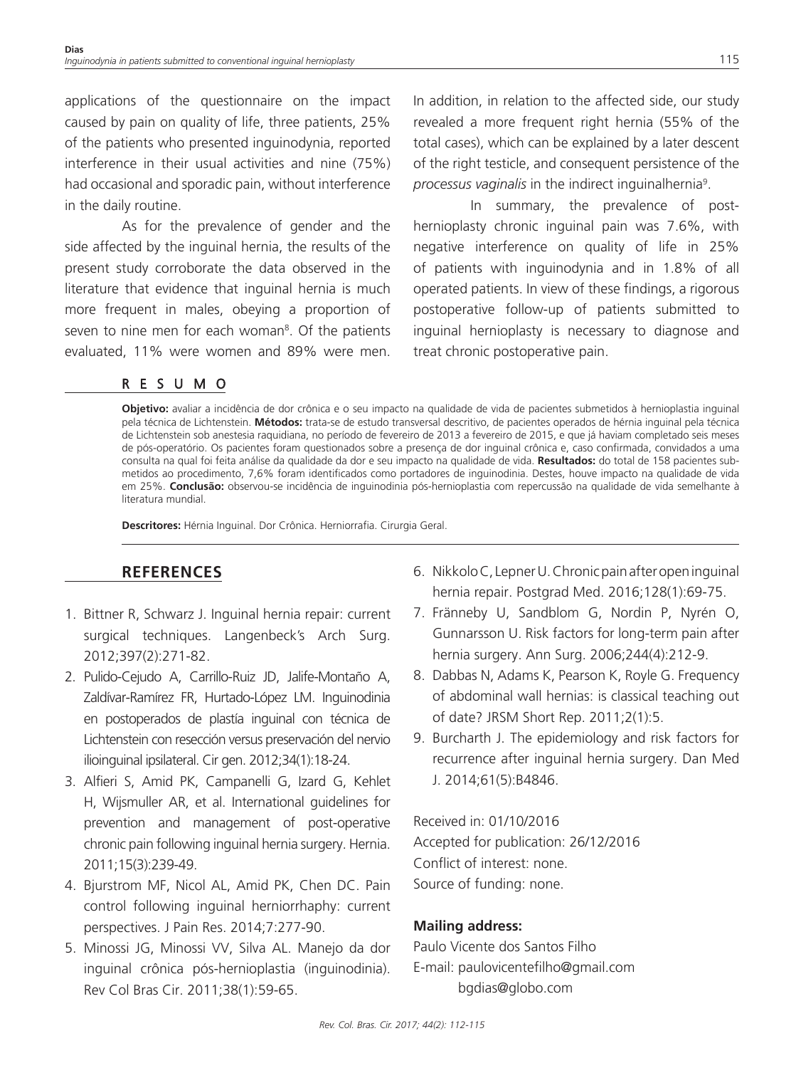applications of the questionnaire on the impact caused by pain on quality of life, three patients, 25% of the patients who presented inguinodynia, reported interference in their usual activities and nine (75%) had occasional and sporadic pain, without interference in the daily routine.

As for the prevalence of gender and the side affected by the inguinal hernia, the results of the present study corroborate the data observed in the literature that evidence that inguinal hernia is much more frequent in males, obeying a proportion of seven to nine men for each woman[8]. Of the patients evaluated, 11% were women and 89% were men.

In addition, in relation to the affected side, our study revealed a more frequent right hernia (55% of the total cases), which can be explained by a later descent of the right testicle, and consequent persistence of the *processus vaginalis* in the indirect inguinalhernia[9].

In summary, the prevalence of post-hernioplasty chronic inguinal pain was 7.6%, with negative interference on quality of life in 25% of patients with inguinodynia and in 1.8% of all operated patients. In view of these findings, a rigorous postoperative follow-up of patients submitted to inguinal hernioplasty is necessary to diagnose and treat chronic postoperative pain.

## RESUMO

**Objetivo:** avaliar a incidência de dor crônica e o seu impacto na qualidade de vida de pacientes submetidos à hernioplastia inguinal pela técnica de Lichtenstein. **Métodos:** trata-se de estudo transversal descritivo, de pacientes operados de hérnia inguinal pela técnica de Lichtenstein sob anestesia raquidiana, no período de fevereiro de 2013 a fevereiro de 2015, e que já haviam completado seis meses de pós-operatório. Os pacientes foram questionados sobre a presença de dor inguinal crônica e, caso confirmada, convidados a uma consulta na qual foi feita análise da qualidade da dor e seu impacto na qualidade de vida. **Resultados:** do total de 158 pacientes submetidos ao procedimento, 7,6% foram identificados como portadores de inguinodinia. Destes, houve impacto na qualidade de vida em 25%. **Conclusão:** observou-se incidência de inguinodinia pós-hernioplastia com repercussão na qualidade de vida semelhante à literatura mundial.

**Descritores:** Hérnia Inguinal. Dor Crônica. Herniorrafia. Cirurgia Geral.

## REFERENCES

1. Bittner R, Schwarz J. Inguinal hernia repair: current surgical techniques. Langenbeck's Arch Surg. 2012;397(2):271-82.
2. Pulido-Cejudo A, Carrillo-Ruiz JD, Jalife-Montaño A, Zaldívar-Ramírez FR, Hurtado-López LM. Inguinodinia en postoperados de plastía inguinal con técnica de Lichtenstein con resección versus preservación del nervio ilioinguinal ipsilateral. Cir gen. 2012;34(1):18-24.
3. Alfieri S, Amid PK, Campanelli G, Izard G, Kehlet H, Wijsmuller AR, et al. International guidelines for prevention and management of post-operative chronic pain following inguinal hernia surgery. Hernia. 2011;15(3):239-49.
4. Bjurstrom MF, Nicol AL, Amid PK, Chen DC. Pain control following inguinal herniorrhaphy: current perspectives. J Pain Res. 2014;7:277-90.
5. Minossi JG, Minossi VV, Silva AL. Manejo da dor inguinal crônica pós-hernioplastia (inguinodinia). Rev Col Bras Cir. 2011;38(1):59-65.
6. Nikkolo C, Lepner U. Chronic pain after open inguinal hernia repair. Postgrad Med. 2016;128(1):69-75.
7. Fränneby U, Sandblom G, Nordin P, Nyrén O, Gunnarsson U. Risk factors for long-term pain after hernia surgery. Ann Surg. 2006;244(4):212-9.
8. Dabbas N, Adams K, Pearson K, Royle G. Frequency of abdominal wall hernias: is classical teaching out of date? JRSM Short Rep. 2011;2(1):5.
9. Burcharth J. The epidemiology and risk factors for recurrence after inguinal hernia surgery. Dan Med J. 2014;61(5):B4846.

Received in: 01/10/2016
Accepted for publication: 26/12/2016
Conflict of interest: none.
Source of funding: none.

**Mailing address:**

Paulo Vicente dos Santos Filho
E-mail: paulovicentefilho@gmail.com
bgdias@globo.com